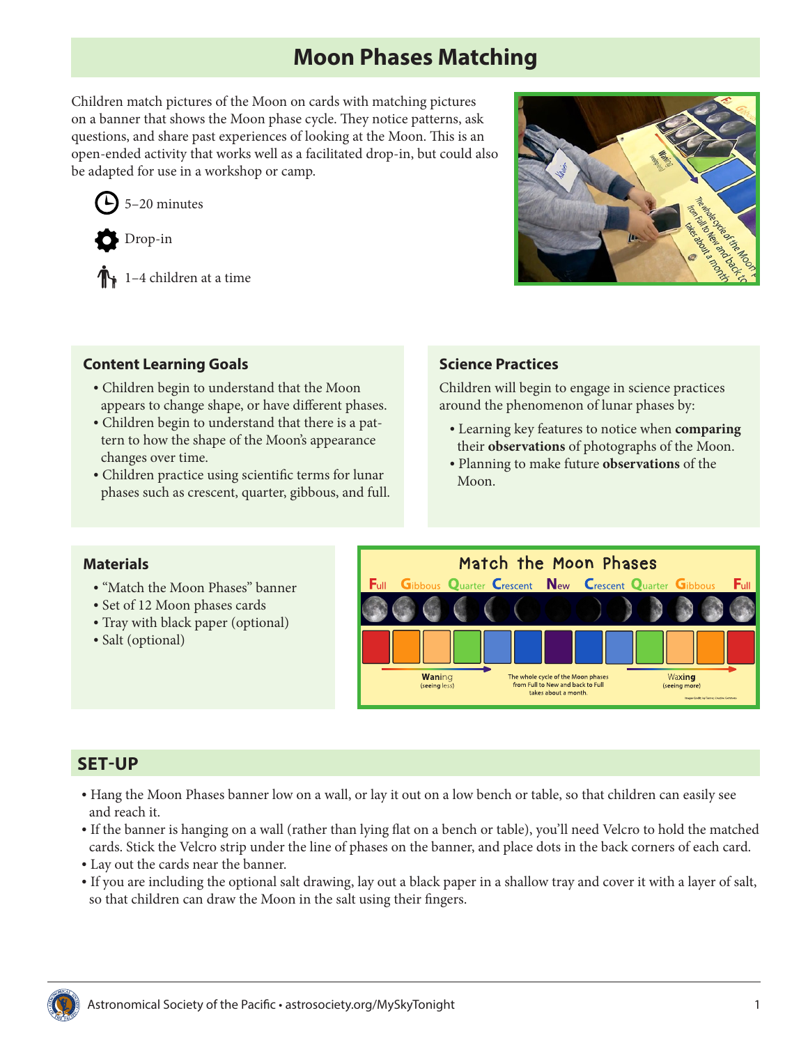# Moon Phases Matching

Children match pictures of the Moon on cards with matching pictures on a banner that shows the Moon phase cycle. They notice patterns, ask questions, and share past experiences of looking at the Moon. This is an open-ended activity that works well as a facilitated drop-in, but could also be adapted for use in a workshop or camp.

5–20 minutes

Drop-in

1–4 children at a time

## Content Learning Goals

- Children begin to understand that the Moon appears to change shape, or have different phases.
- Children begin to understand that there is a pattern to how the shape of the Moon's appearance changes over time.
- Children practice using scientific terms for lunar phases such as crescent, quarter, gibbous, and full.

## Science Practices

Children will begin to engage in science practices around the phenomenon of lunar phases by:

- Learning key features to notice when **comparing** their **observations** of photographs of the Moon.
- Planning to make future **observations** of the Moon.

## Materials

- "Match the Moon Phases" banner
- Set of 12 Moon phases cards
- Tray with black paper (optional)
- Salt (optional)

## SET-UP

- Hang the Moon Phases banner low on a wall, or lay it out on a low bench or table, so that children can easily see and reach it.
- If the banner is hanging on a wall (rather than lying flat on a bench or table), you'll need Velcro to hold the matched cards. Stick the Velcro strip under the line of phases on the banner, and place dots in the back corners of each card.
- Lay out the cards near the banner.
- If you are including the optional salt drawing, lay out a black paper in a shallow tray and cover it with a layer of salt, so that children can draw the Moon in the salt using their fingers.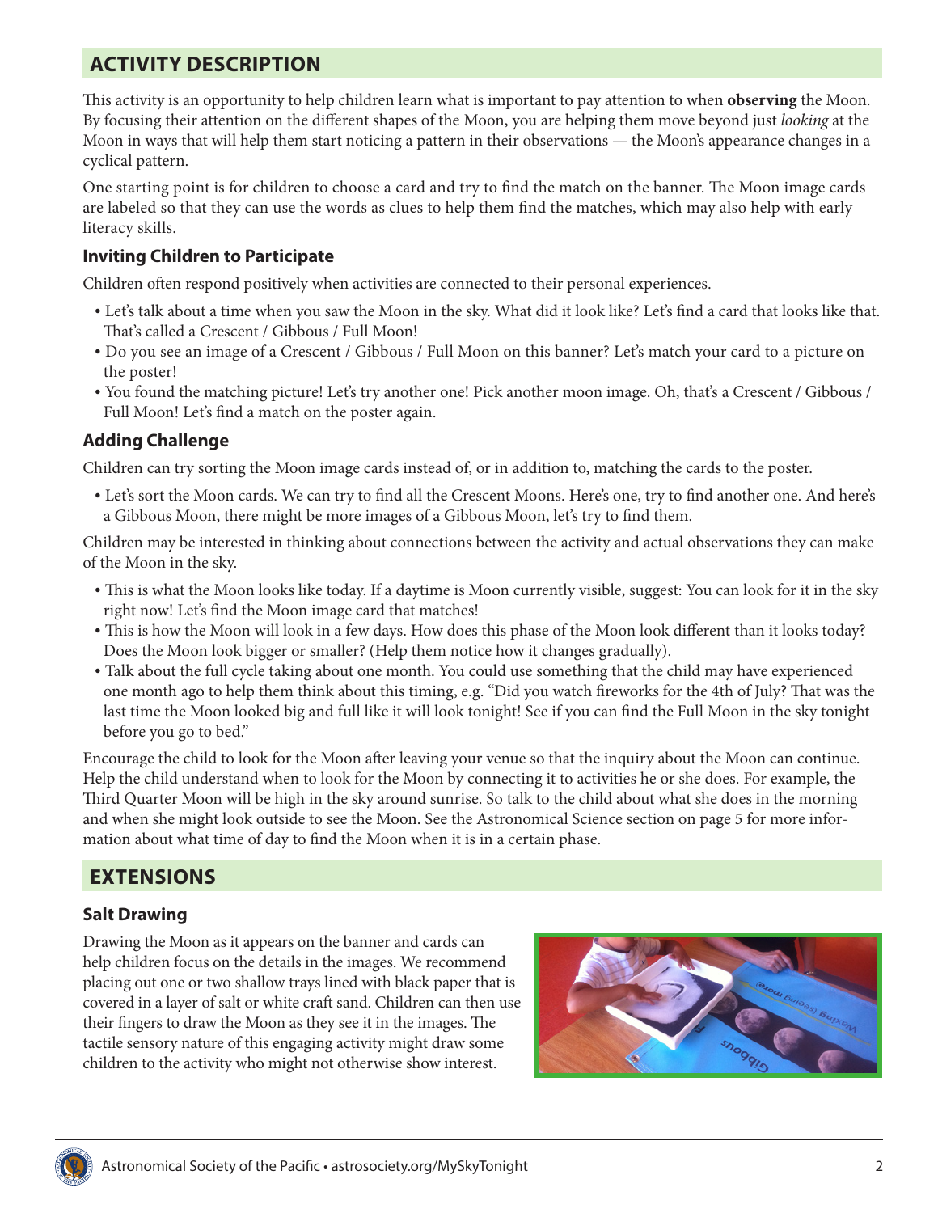## ACTIVITY DESCRIPTION

This activity is an opportunity to help children learn what is important to pay attention to when **observing** the Moon. By focusing their attention on the different shapes of the Moon, you are helping them move beyond just *looking* at the Moon in ways that will help them start noticing a pattern in their observations — the Moon's appearance changes in a cyclical pattern.

One starting point is for children to choose a card and try to find the match on the banner. The Moon image cards are labeled so that they can use the words as clues to help them find the matches, which may also help with early literacy skills.

### Inviting Children to Participate

Children often respond positively when activities are connected to their personal experiences.

- Let's talk about a time when you saw the Moon in the sky. What did it look like? Let's find a card that looks like that. That's called a Crescent / Gibbous / Full Moon!
- Do you see an image of a Crescent / Gibbous / Full Moon on this banner? Let's match your card to a picture on the poster!
- You found the matching picture! Let's try another one! Pick another moon image. Oh, that's a Crescent / Gibbous / Full Moon! Let's find a match on the poster again.

### Adding Challenge

Children can try sorting the Moon image cards instead of, or in addition to, matching the cards to the poster.

- Let's sort the Moon cards. We can try to find all the Crescent Moons. Here's one, try to find another one. And here's a Gibbous Moon, there might be more images of a Gibbous Moon, let's try to find them.

Children may be interested in thinking about connections between the activity and actual observations they can make of the Moon in the sky.

- This is what the Moon looks like today. If a daytime is Moon currently visible, suggest: You can look for it in the sky right now! Let's find the Moon image card that matches!
- This is how the Moon will look in a few days. How does this phase of the Moon look different than it looks today? Does the Moon look bigger or smaller? (Help them notice how it changes gradually).
- Talk about the full cycle taking about one month. You could use something that the child may have experienced one month ago to help them think about this timing, e.g. "Did you watch fireworks for the 4th of July? That was the last time the Moon looked big and full like it will look tonight! See if you can find the Full Moon in the sky tonight before you go to bed."

Encourage the child to look for the Moon after leaving your venue so that the inquiry about the Moon can continue. Help the child understand when to look for the Moon by connecting it to activities he or she does. For example, the Third Quarter Moon will be high in the sky around sunrise. So talk to the child about what she does in the morning and when she might look outside to see the Moon. See the Astronomical Science section on page 5 for more information about what time of day to find the Moon when it is in a certain phase.

## EXTENSIONS

### Salt Drawing

Drawing the Moon as it appears on the banner and cards can help children focus on the details in the images. We recommend placing out one or two shallow trays lined with black paper that is covered in a layer of salt or white craft sand. Children can then use their fingers to draw the Moon as they see it in the images. The tactile sensory nature of this engaging activity might draw some children to the activity who might not otherwise show interest.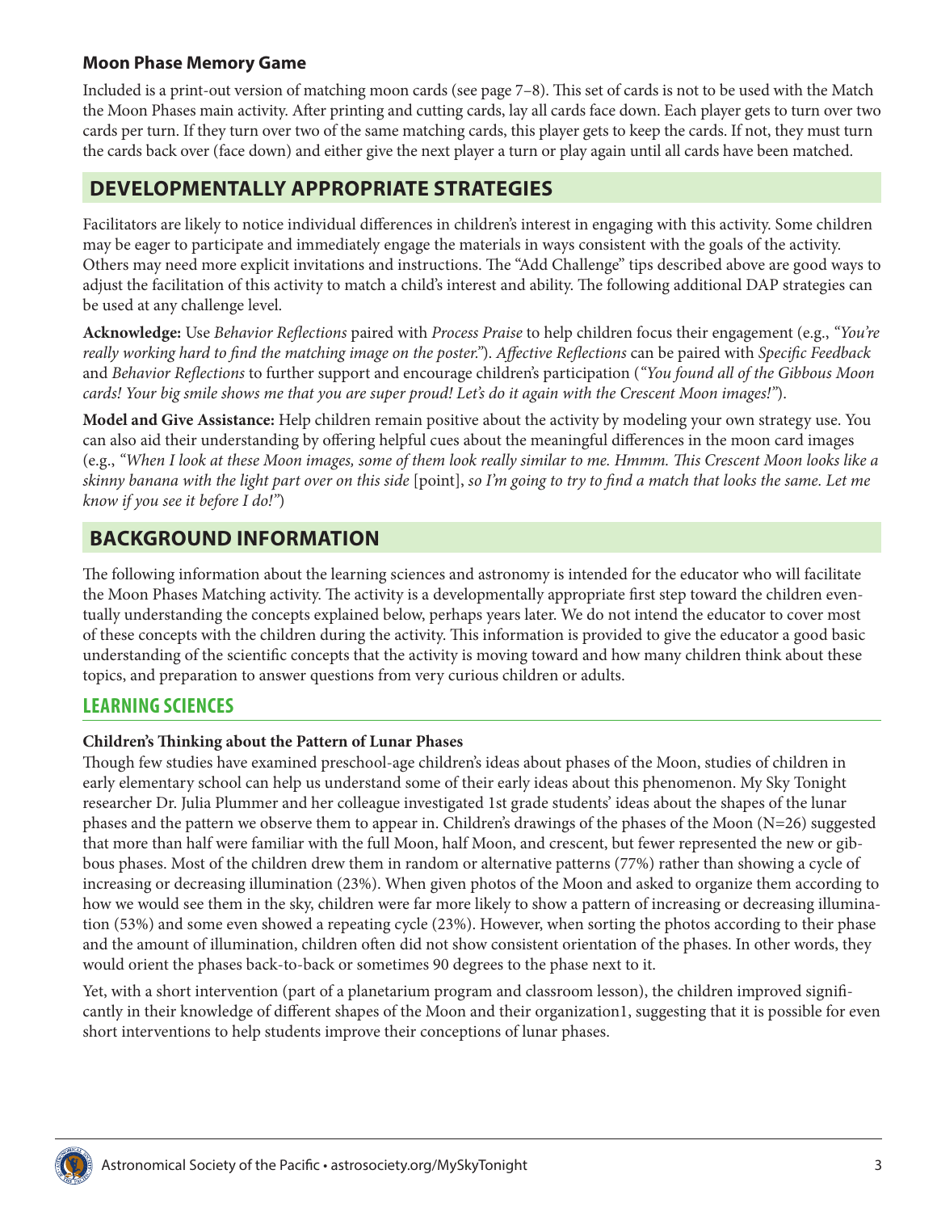**Moon Phase Memory Game**

Included is a print-out version of matching moon cards (see page 7–8). This set of cards is not to be used with the Match the Moon Phases main activity. After printing and cutting cards, lay all cards face down. Each player gets to turn over two cards per turn. If they turn over two of the same matching cards, this player gets to keep the cards. If not, they must turn the cards back over (face down) and either give the next player a turn or play again until all cards have been matched.

## DEVELOPMENTALLY APPROPRIATE STRATEGIES

Facilitators are likely to notice individual differences in children's interest in engaging with this activity. Some children may be eager to participate and immediately engage the materials in ways consistent with the goals of the activity. Others may need more explicit invitations and instructions. The "Add Challenge" tips described above are good ways to adjust the facilitation of this activity to match a child's interest and ability. The following additional DAP strategies can be used at any challenge level.

**Acknowledge:** Use *Behavior Reflections* paired with *Process Praise* to help children focus their engagement (e.g., *"You're really working hard to find the matching image on the poster."*). *Affective Reflections* can be paired with *Specific Feedback* and *Behavior Reflections* to further support and encourage children's participation (*"You found all of the Gibbous Moon cards! Your big smile shows me that you are super proud! Let's do it again with the Crescent Moon images!"*).

**Model and Give Assistance:** Help children remain positive about the activity by modeling your own strategy use. You can also aid their understanding by offering helpful cues about the meaningful differences in the moon card images (e.g., *"When I look at these Moon images, some of them look really similar to me. Hmmm. This Crescent Moon looks like a skinny banana with the light part over on this side* [point], *so I'm going to try to find a match that looks the same. Let me know if you see it before I do!"*)

## BACKGROUND INFORMATION

The following information about the learning sciences and astronomy is intended for the educator who will facilitate the Moon Phases Matching activity. The activity is a developmentally appropriate first step toward the children eventually understanding the concepts explained below, perhaps years later. We do not intend the educator to cover most of these concepts with the children during the activity. This information is provided to give the educator a good basic understanding of the scientific concepts that the activity is moving toward and how many children think about these topics, and preparation to answer questions from very curious children or adults.

### LEARNING SCIENCES

**Children's Thinking about the Pattern of Lunar Phases**

Though few studies have examined preschool-age children's ideas about phases of the Moon, studies of children in early elementary school can help us understand some of their early ideas about this phenomenon. My Sky Tonight researcher Dr. Julia Plummer and her colleague investigated 1st grade students' ideas about the shapes of the lunar phases and the pattern we observe them to appear in. Children's drawings of the phases of the Moon (N=26) suggested that more than half were familiar with the full Moon, half Moon, and crescent, but fewer represented the new or gibbous phases. Most of the children drew them in random or alternative patterns (77%) rather than showing a cycle of increasing or decreasing illumination (23%). When given photos of the Moon and asked to organize them according to how we would see them in the sky, children were far more likely to show a pattern of increasing or decreasing illumination (53%) and some even showed a repeating cycle (23%). However, when sorting the photos according to their phase and the amount of illumination, children often did not show consistent orientation of the phases. In other words, they would orient the phases back-to-back or sometimes 90 degrees to the phase next to it.

Yet, with a short intervention (part of a planetarium program and classroom lesson), the children improved significantly in their knowledge of different shapes of the Moon and their organization[1], suggesting that it is possible for even short interventions to help students improve their conceptions of lunar phases.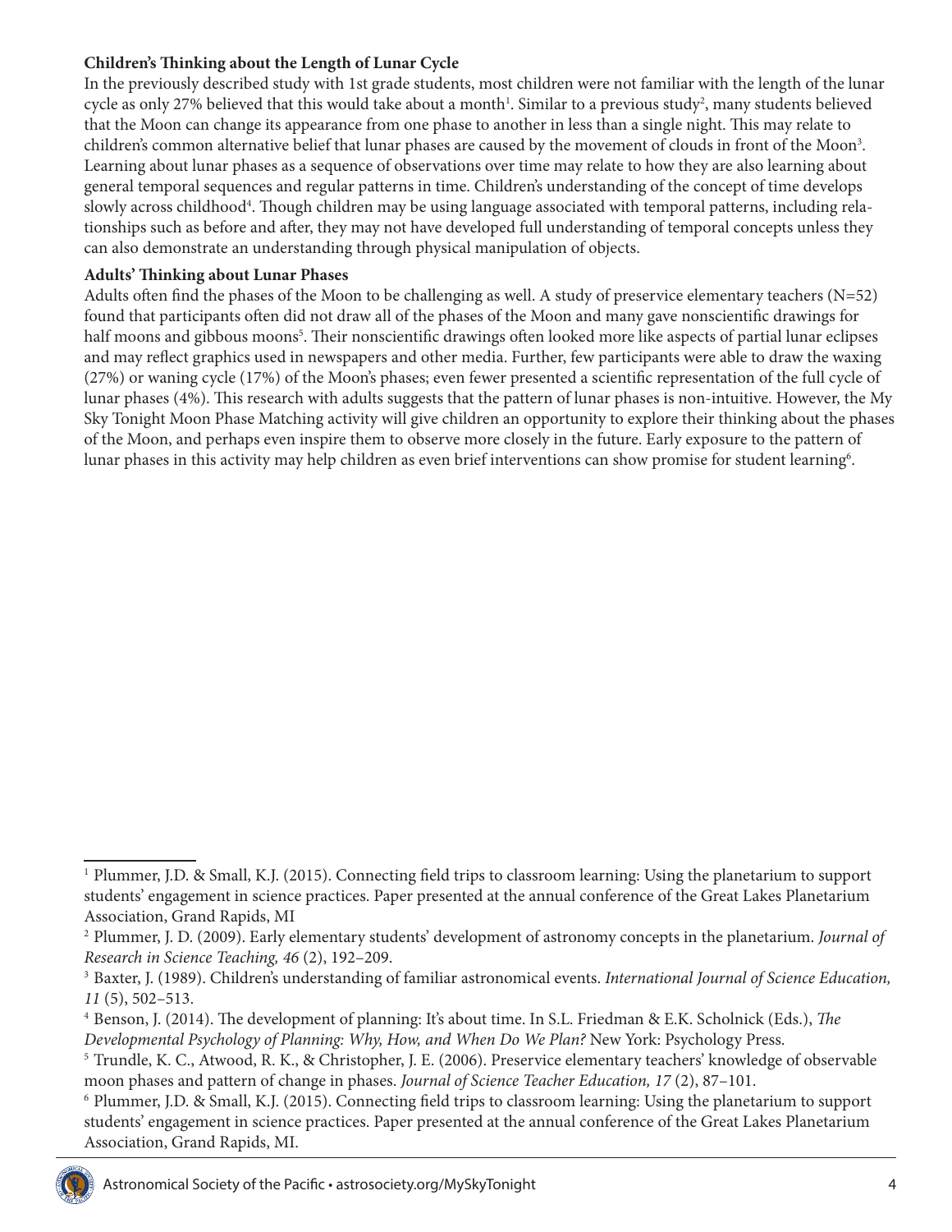**Children's Thinking about the Length of Lunar Cycle**

In the previously described study with 1st grade students, most children were not familiar with the length of the lunar cycle as only 27% believed that this would take about a month[1]. Similar to a previous study[2], many students believed that the Moon can change its appearance from one phase to another in less than a single night. This may relate to children's common alternative belief that lunar phases are caused by the movement of clouds in front of the Moon[3]. Learning about lunar phases as a sequence of observations over time may relate to how they are also learning about general temporal sequences and regular patterns in time. Children's understanding of the concept of time develops slowly across childhood[4]. Though children may be using language associated with temporal patterns, including relationships such as before and after, they may not have developed full understanding of temporal concepts unless they can also demonstrate an understanding through physical manipulation of objects.

**Adults' Thinking about Lunar Phases**

Adults often find the phases of the Moon to be challenging as well. A study of preservice elementary teachers (N=52) found that participants often did not draw all of the phases of the Moon and many gave nonscientific drawings for half moons and gibbous moons[5]. Their nonscientific drawings often looked more like aspects of partial lunar eclipses and may reflect graphics used in newspapers and other media. Further, few participants were able to draw the waxing (27%) or waning cycle (17%) of the Moon's phases; even fewer presented a scientific representation of the full cycle of lunar phases (4%). This research with adults suggests that the pattern of lunar phases is non-intuitive. However, the My Sky Tonight Moon Phase Matching activity will give children an opportunity to explore their thinking about the phases of the Moon, and perhaps even inspire them to observe more closely in the future. Early exposure to the pattern of lunar phases in this activity may help children as even brief interventions can show promise for student learning[6].

---

[1] Plummer, J.D. & Small, K.J. (2015). Connecting field trips to classroom learning: Using the planetarium to support students' engagement in science practices. Paper presented at the annual conference of the Great Lakes Planetarium Association, Grand Rapids, MI

[2] Plummer, J. D. (2009). Early elementary students' development of astronomy concepts in the planetarium. *Journal of Research in Science Teaching, 46* (2), 192–209.

[3] Baxter, J. (1989). Children's understanding of familiar astronomical events. *International Journal of Science Education, 11* (5), 502–513.

[4] Benson, J. (2014). The development of planning: It's about time. In S.L. Friedman & E.K. Scholnick (Eds.), *The Developmental Psychology of Planning: Why, How, and When Do We Plan?* New York: Psychology Press.

[5] Trundle, K. C., Atwood, R. K., & Christopher, J. E. (2006). Preservice elementary teachers' knowledge of observable moon phases and pattern of change in phases. *Journal of Science Teacher Education, 17* (2), 87–101.

[6] Plummer, J.D. & Small, K.J. (2015). Connecting field trips to classroom learning: Using the planetarium to support students' engagement in science practices. Paper presented at the annual conference of the Great Lakes Planetarium Association, Grand Rapids, MI.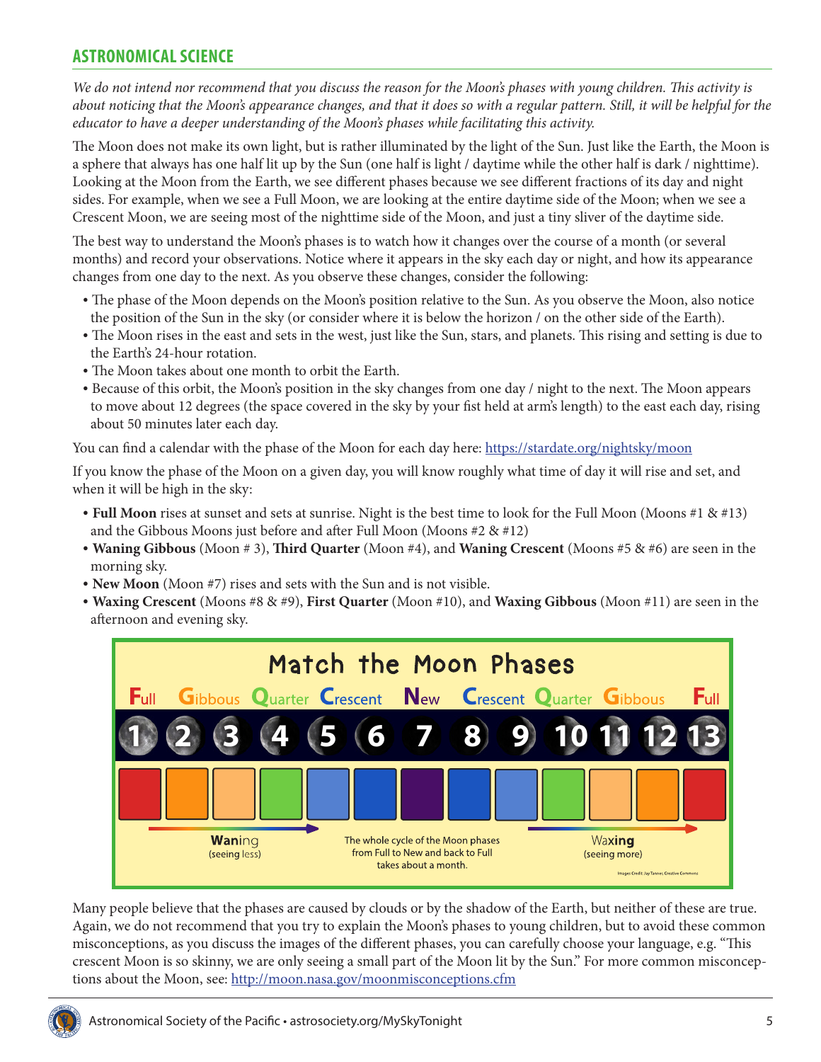## ASTRONOMICAL SCIENCE

*We do not intend nor recommend that you discuss the reason for the Moon's phases with young children. This activity is about noticing that the Moon's appearance changes, and that it does so with a regular pattern. Still, it will be helpful for the educator to have a deeper understanding of the Moon's phases while facilitating this activity.*

The Moon does not make its own light, but is rather illuminated by the light of the Sun. Just like the Earth, the Moon is a sphere that always has one half lit up by the Sun (one half is light / daytime while the other half is dark / nighttime). Looking at the Moon from the Earth, we see different phases because we see different fractions of its day and night sides. For example, when we see a Full Moon, we are looking at the entire daytime side of the Moon; when we see a Crescent Moon, we are seeing most of the nighttime side of the Moon, and just a tiny sliver of the daytime side.

The best way to understand the Moon's phases is to watch how it changes over the course of a month (or several months) and record your observations. Notice where it appears in the sky each day or night, and how its appearance changes from one day to the next. As you observe these changes, consider the following:

- The phase of the Moon depends on the Moon's position relative to the Sun. As you observe the Moon, also notice the position of the Sun in the sky (or consider where it is below the horizon / on the other side of the Earth).
- The Moon rises in the east and sets in the west, just like the Sun, stars, and planets. This rising and setting is due to the Earth's 24-hour rotation.
- The Moon takes about one month to orbit the Earth.
- Because of this orbit, the Moon's position in the sky changes from one day / night to the next. The Moon appears to move about 12 degrees (the space covered in the sky by your fist held at arm's length) to the east each day, rising about 50 minutes later each day.

You can find a calendar with the phase of the Moon for each day here: https://stardate.org/nightsky/moon

If you know the phase of the Moon on a given day, you will know roughly what time of day it will rise and set, and when it will be high in the sky:

- **Full Moon** rises at sunset and sets at sunrise. Night is the best time to look for the Full Moon (Moons #1 & #13) and the Gibbous Moons just before and after Full Moon (Moons #2 & #12)
- **Waning Gibbous** (Moon # 3), **Third Quarter** (Moon #4), and **Waning Crescent** (Moons #5 & #6) are seen in the morning sky.
- **New Moon** (Moon #7) rises and sets with the Sun and is not visible.
- **Waxing Crescent** (Moons #8 & #9), **First Quarter** (Moon #10), and **Waxing Gibbous** (Moon #11) are seen in the afternoon and evening sky.

**Match the Moon Phases**

| Full | Gibbous | Quarter | Crescent | | New | | Crescent | Quarter | Gibbous | | Full | |
|---|---|---|---|---|---|---|---|---|---|---|---|---|
| 1 | 2 | 3 | 4 | 5 | 6 | 7 | 8 | 9 | 10 | 11 | 12 | 13 |

**Wan**ing (seeing less) — The whole cycle of the Moon phases from Full to New and back to Full takes about a month. — Wax**ing** (seeing more)

Images Credit: Jay Tanner, Creative Commons

Many people believe that the phases are caused by clouds or by the shadow of the Earth, but neither of these are true. Again, we do not recommend that you try to explain the Moon's phases to young children, but to avoid these common misconceptions, as you discuss the images of the different phases, you can carefully choose your language, e.g. "This crescent Moon is so skinny, we are only seeing a small part of the Moon lit by the Sun." For more common misconceptions about the Moon, see: http://moon.nasa.gov/moonmisconceptions.cfm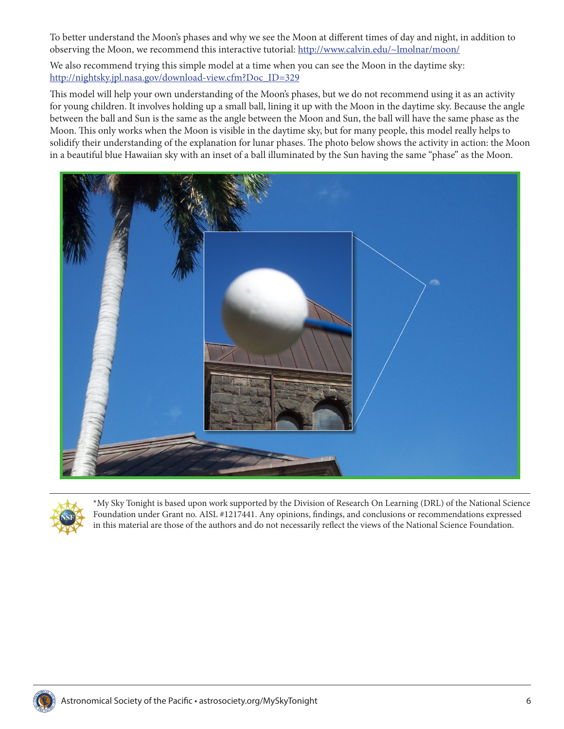To better understand the Moon's phases and why we see the Moon at different times of day and night, in addition to observing the Moon, we recommend this interactive tutorial: [http://www.calvin.edu/~lmolnar/moon/](http://www.calvin.edu/~lmolnar/moon/)

We also recommend trying this simple model at a time when you can see the Moon in the daytime sky: [http://nightsky.jpl.nasa.gov/download-view.cfm?Doc_ID=329](http://nightsky.jpl.nasa.gov/download-view.cfm?Doc_ID=329)

This model will help your own understanding of the Moon's phases, but we do not recommend using it as an activity for young children. It involves holding up a small ball, lining it up with the Moon in the daytime sky. Because the angle between the ball and Sun is the same as the angle between the Moon and Sun, the ball will have the same phase as the Moon. This only works when the Moon is visible in the daytime sky, but for many people, this model really helps to solidify their understanding of the explanation for lunar phases. The photo below shows the activity in action: the Moon in a beautiful blue Hawaiian sky with an inset of a ball illuminated by the Sun having the same "phase" as the Moon.

*My Sky Tonight is based upon work supported by the Division of Research On Learning (DRL) of the National Science Foundation under Grant no. AISL #1217441. Any opinions, findings, and conclusions or recommendations expressed in this material are those of the authors and do not necessarily reflect the views of the National Science Foundation.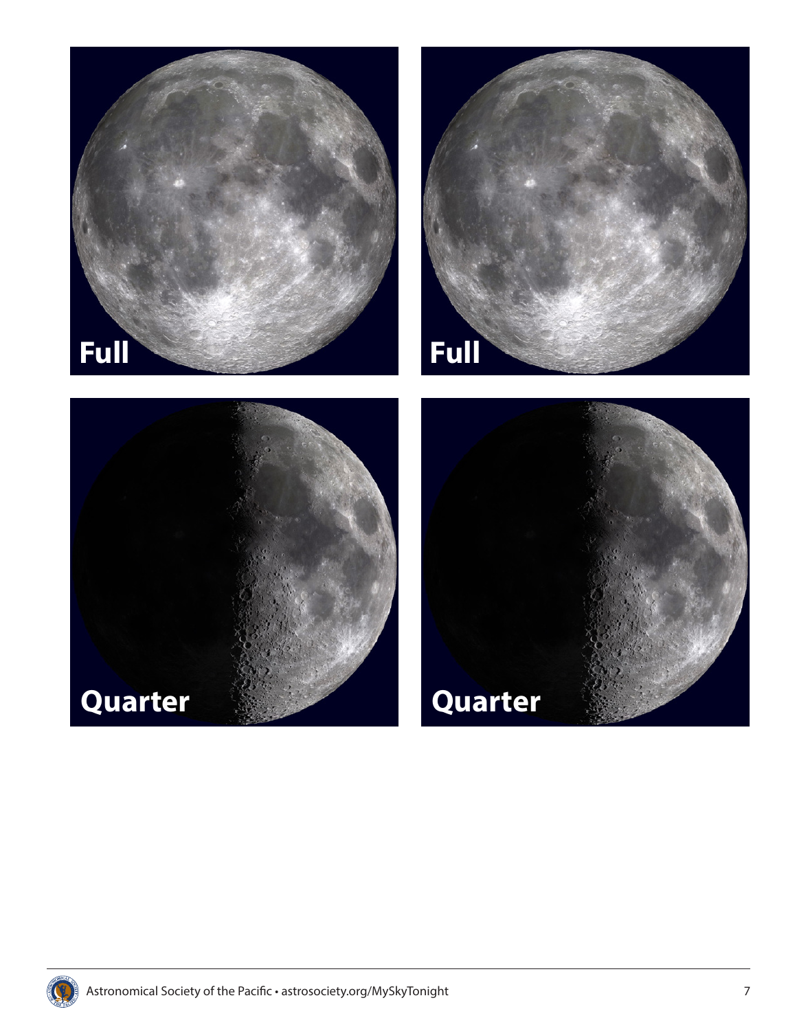Full

Full

Quarter

Quarter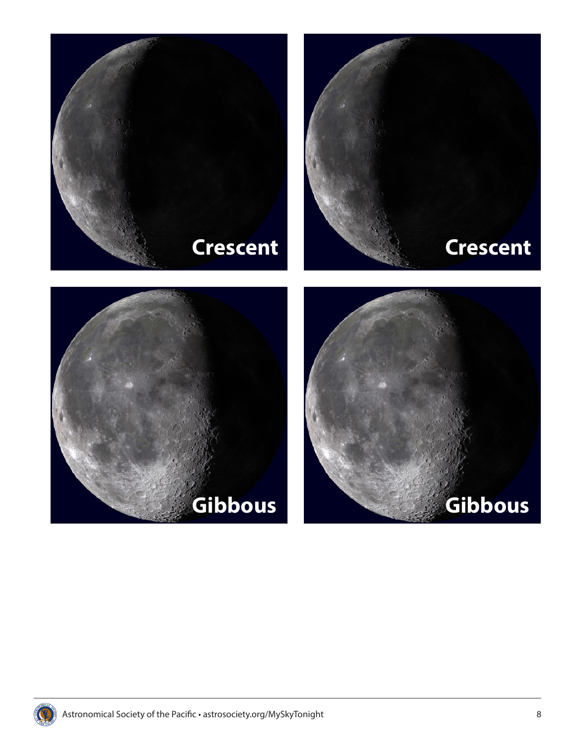Crescent

Crescent

Gibbous

Gibbous